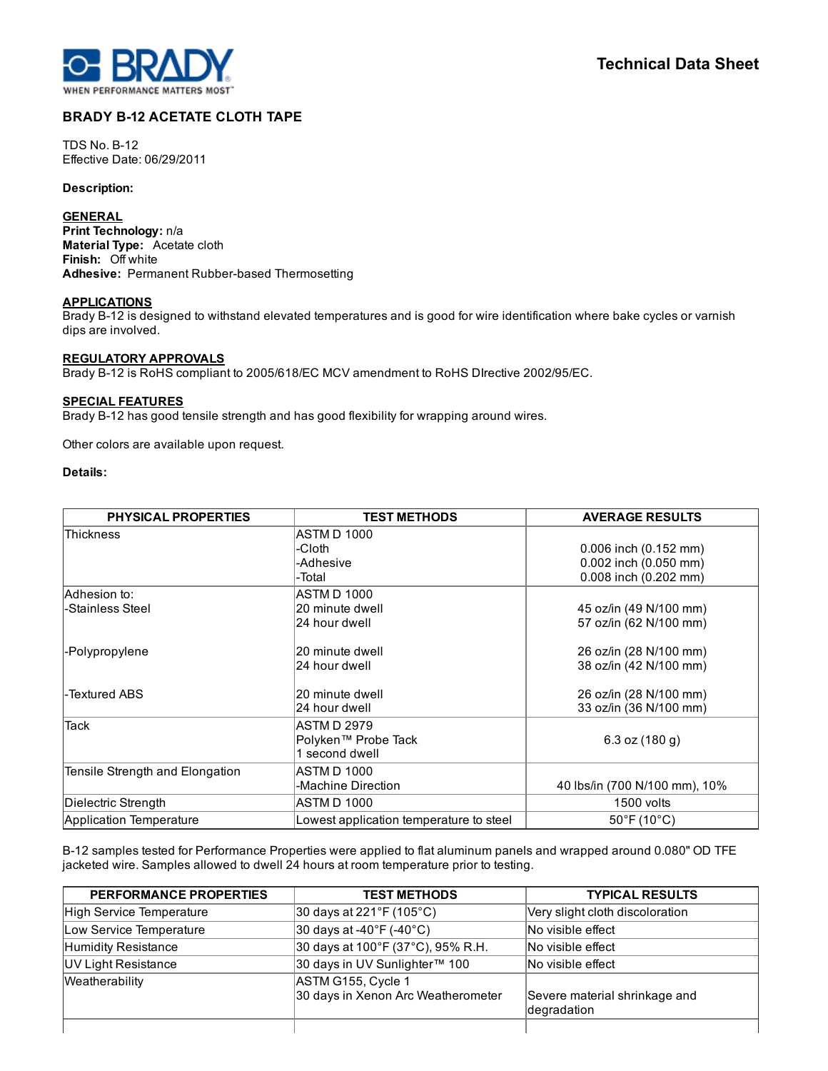BRADY
WHEN PERFORMANCE MATTERS MOST

# Technical Data Sheet

## BRADY B-12 ACETATE CLOTH TAPE

TDS No. B-12
Effective Date: 06/29/2011

**Description:**

**GENERAL**
**Print Technology:** n/a
**Material Type:** Acetate cloth
**Finish:** Off white
**Adhesive:** Permanent Rubber-based Thermosetting

**APPLICATIONS**
Brady B-12 is designed to withstand elevated temperatures and is good for wire identification where bake cycles or varnish dips are involved.

**REGULATORY APPROVALS**
Brady B-12 is RoHS compliant to 2005/618/EC MCV amendment to RoHS DIrective 2002/95/EC.

**SPECIAL FEATURES**
Brady B-12 has good tensile strength and has good flexibility for wrapping around wires.

Other colors are available upon request.

**Details:**

| PHYSICAL PROPERTIES | TEST METHODS | AVERAGE RESULTS |
|---|---|---|
| Thickness | ASTM D 1000<br>-Cloth<br>-Adhesive<br>-Total | <br>0.006 inch (0.152 mm)<br>0.002 inch (0.050 mm)<br>0.008 inch (0.202 mm) |
| Adhesion to:<br>-Stainless Steel | ASTM D 1000<br>20 minute dwell<br>24 hour dwell | <br>45 oz/in (49 N/100 mm)<br>57 oz/in (62 N/100 mm) |
| -Polypropylene | 20 minute dwell<br>24 hour dwell | 26 oz/in (28 N/100 mm)<br>38 oz/in (42 N/100 mm) |
| -Textured ABS | 20 minute dwell<br>24 hour dwell | 26 oz/in (28 N/100 mm)<br>33 oz/in (36 N/100 mm) |
| Tack | ASTM D 2979<br>Polyken™ Probe Tack<br>1 second dwell | 6.3 oz (180 g) |
| Tensile Strength and Elongation | ASTM D 1000<br>-Machine Direction | 40 lbs/in (700 N/100 mm), 10% |
| Dielectric Strength | ASTM D 1000 | 1500 volts |
| Application Temperature | Lowest application temperature to steel | 50°F (10°C) |

B-12 samples tested for Performance Properties were applied to flat aluminum panels and wrapped around 0.080" OD TFE jacketed wire. Samples allowed to dwell 24 hours at room temperature prior to testing.

| PERFORMANCE PROPERTIES | TEST METHODS | TYPICAL RESULTS |
|---|---|---|
| High Service Temperature | 30 days at 221°F (105°C) | Very slight cloth discoloration |
| Low Service Temperature | 30 days at -40°F (-40°C) | No visible effect |
| Humidity Resistance | 30 days at 100°F (37°C), 95% R.H. | No visible effect |
| UV Light Resistance | 30 days in UV Sunlighter™ 100 | No visible effect |
| Weatherability | ASTM G155, Cycle 1<br>30 days in Xenon Arc Weatherometer | Severe material shrinkage and degradation |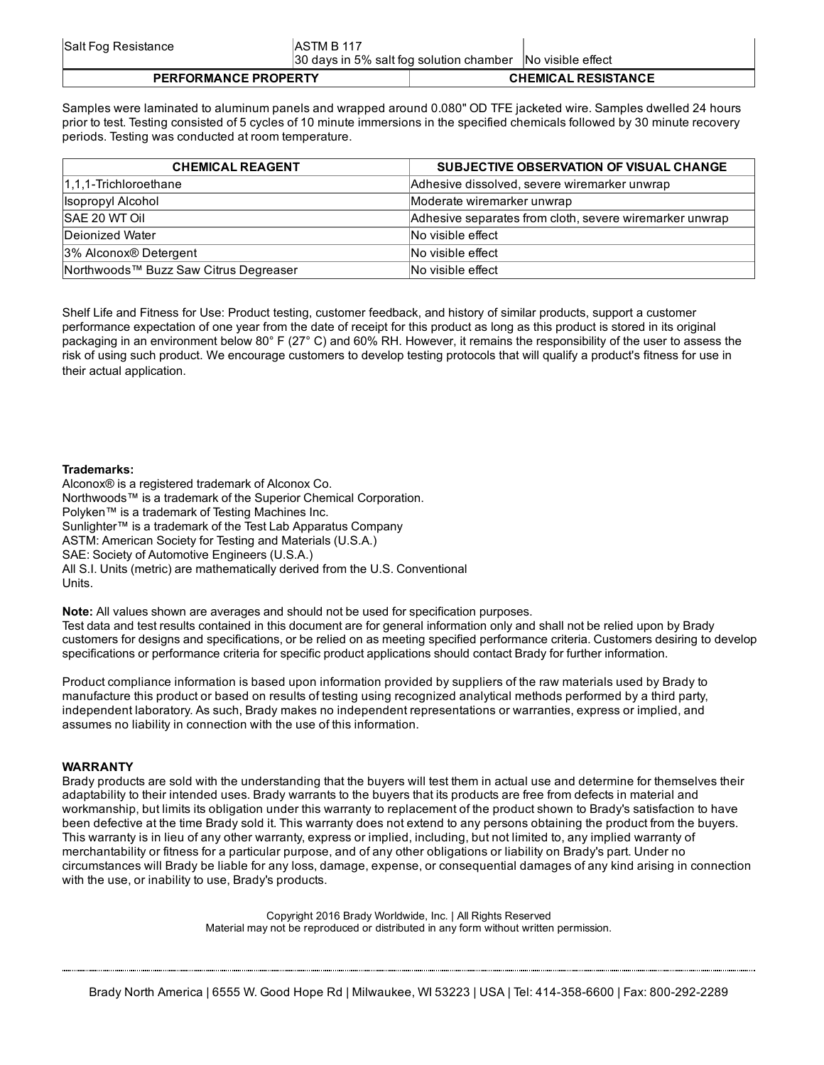| | | |
|---|---|---|
| Salt Fog Resistance | ASTM B 117<br>30 days in 5% salt fog solution chamber | No visible effect |

| PERFORMANCE PROPERTY | CHEMICAL RESISTANCE |
|---|---|

Samples were laminated to aluminum panels and wrapped around 0.080" OD TFE jacketed wire. Samples dwelled 24 hours prior to test. Testing consisted of 5 cycles of 10 minute immersions in the specified chemicals followed by 30 minute recovery periods. Testing was conducted at room temperature.

| CHEMICAL REAGENT | SUBJECTIVE OBSERVATION OF VISUAL CHANGE |
|---|---|
| 1,1,1-Trichloroethane | Adhesive dissolved, severe wiremarker unwrap |
| Isopropyl Alcohol | Moderate wiremarker unwrap |
| SAE 20 WT Oil | Adhesive separates from cloth, severe wiremarker unwrap |
| Deionized Water | No visible effect |
| 3% Alconox® Detergent | No visible effect |
| Northwoods™ Buzz Saw Citrus Degreaser | No visible effect |

Shelf Life and Fitness for Use: Product testing, customer feedback, and history of similar products, support a customer performance expectation of one year from the date of receipt for this product as long as this product is stored in its original packaging in an environment below 80° F (27° C) and 60% RH. However, it remains the responsibility of the user to assess the risk of using such product. We encourage customers to develop testing protocols that will qualify a product's fitness for use in their actual application.

**Trademarks:**
Alconox® is a registered trademark of Alconox Co.
Northwoods™ is a trademark of the Superior Chemical Corporation.
Polyken™ is a trademark of Testing Machines Inc.
Sunlighter™ is a trademark of the Test Lab Apparatus Company
ASTM: American Society for Testing and Materials (U.S.A.)
SAE: Society of Automotive Engineers (U.S.A.)
All S.I. Units (metric) are mathematically derived from the U.S. Conventional Units.

**Note:** All values shown are averages and should not be used for specification purposes.
Test data and test results contained in this document are for general information only and shall not be relied upon by Brady customers for designs and specifications, or be relied on as meeting specified performance criteria. Customers desiring to develop specifications or performance criteria for specific product applications should contact Brady for further information.

Product compliance information is based upon information provided by suppliers of the raw materials used by Brady to manufacture this product or based on results of testing using recognized analytical methods performed by a third party, independent laboratory. As such, Brady makes no independent representations or warranties, express or implied, and assumes no liability in connection with the use of this information.

**WARRANTY**
Brady products are sold with the understanding that the buyers will test them in actual use and determine for themselves their adaptability to their intended uses. Brady warrants to the buyers that its products are free from defects in material and workmanship, but limits its obligation under this warranty to replacement of the product shown to Brady's satisfaction to have been defective at the time Brady sold it. This warranty does not extend to any persons obtaining the product from the buyers. This warranty is in lieu of any other warranty, express or implied, including, but not limited to, any implied warranty of merchantability or fitness for a particular purpose, and of any other obligations or liability on Brady's part. Under no circumstances will Brady be liable for any loss, damage, expense, or consequential damages of any kind arising in connection with the use, or inability to use, Brady's products.

Copyright 2016 Brady Worldwide, Inc. | All Rights Reserved
Material may not be reproduced or distributed in any form without written permission.

Brady North America | 6555 W. Good Hope Rd | Milwaukee, WI 53223 | USA | Tel: 414-358-6600 | Fax: 800-292-2289